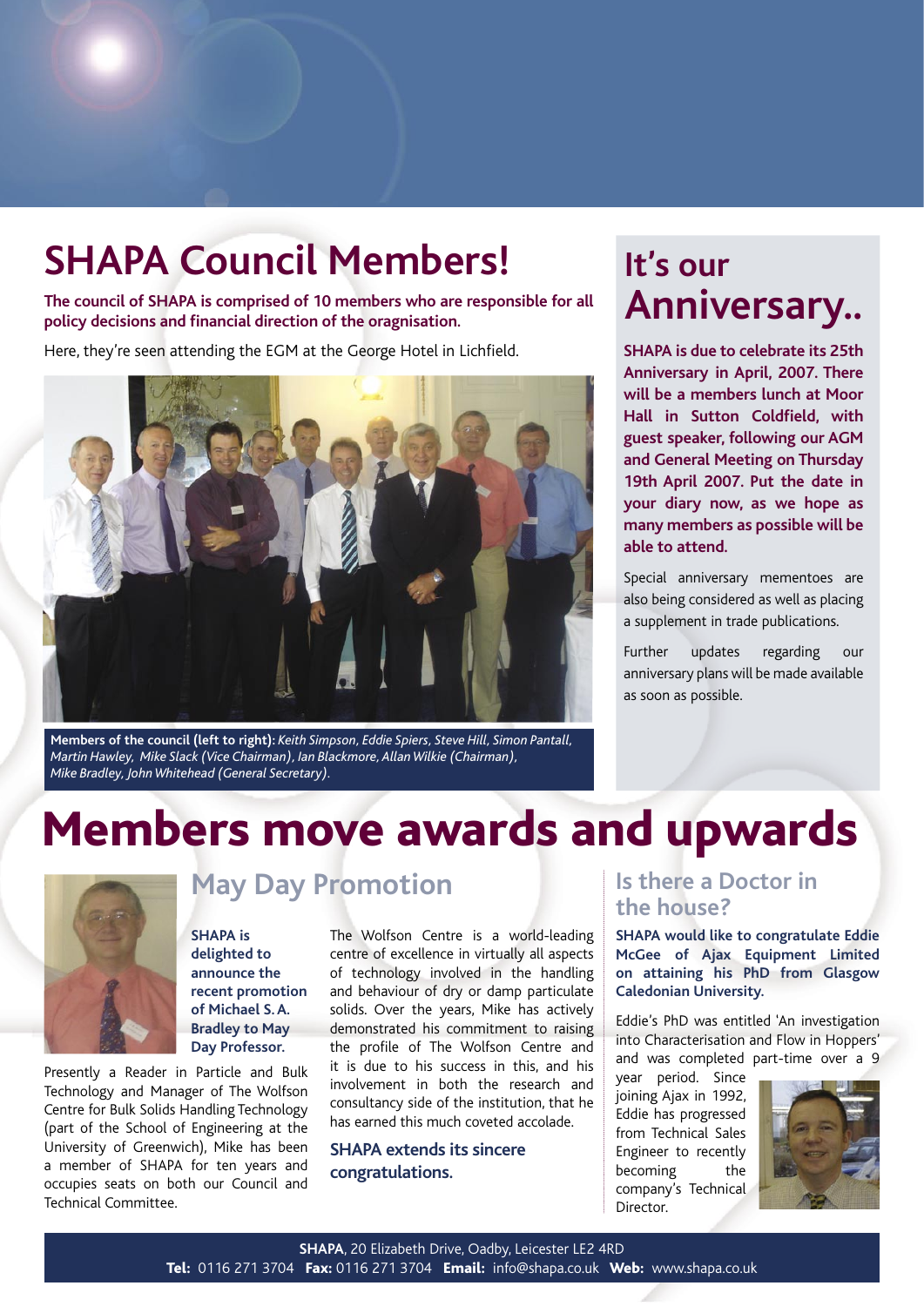# SHAPA Council Members!

**The council of SHAPA is comprised of 10 members who are responsible for all policy decisions and financial direction of the oragnisation.**

Here, they're seen attending the EGM at the George Hotel in Lichfield.

**Members of the council (left to right):** *Keith Simpson, Eddie Spiers, Steve Hill, Simon Pantall, Martin Hawley, Mike Slack (Vice Chairman), Ian Blackmore, Allan Wilkie (Chairman), Mike Bradley, John Whitehead (General Secretary).*

# It's our Anniversary..

**SHAPA is due to celebrate its 25th Anniversary in April, 2007. There will be a members lunch at Moor Hall in Sutton Coldfield, with guest speaker, following our AGM and General Meeting on Thursday 19th April 2007. Put the date in your diary now, as we hope as many members as possible will be able to attend.**

Special anniversary mementoes are also being considered as well as placing a supplement in trade publications.

Further updates regarding our anniversary plans will be made available as soon as possible.

# Members move awards and upwards

## May Day Promotion

**SHAPA is delighted to announce the recent promotion of Michael S. A. Bradley to May Day Professor.**

Presently a Reader in Particle and Bulk Technology and Manager of The Wolfson Centre for Bulk Solids Handling Technology (part of the School of Engineering at the University of Greenwich), Mike has been a member of SHAPA for ten years and occupies seats on both our Council and Technical Committee.

The Wolfson Centre is a world-leading centre of excellence in virtually all aspects of technology involved in the handling and behaviour of dry or damp particulate solids. Over the years, Mike has actively demonstrated his commitment to raising the profile of The Wolfson Centre and it is due to his success in this, and his involvement in both the research and consultancy side of the institution, that he has earned this much coveted accolade.

**SHAPA extends its sincere congratulations.**

## Is there a Doctor in the house?

**SHAPA would like to congratulate Eddie McGee of Ajax Equipment Limited on attaining his PhD from Glasgow Caledonian University.**

Eddie's PhD was entitled 'An investigation into Characterisation and Flow in Hoppers' and was completed part-time over a 9 year period. Since joining Ajax in 1992, Eddie has progressed from Technical Sales Engineer to recently becoming the company's Technical Director.

**SHAPA**, 20 Elizabeth Drive, Oadby, Leicester LE2 4RD
**Tel:** 0116 271 3704 **Fax:** 0116 271 3704 **Email:** info@shapa.co.uk **Web:** www.shapa.co.uk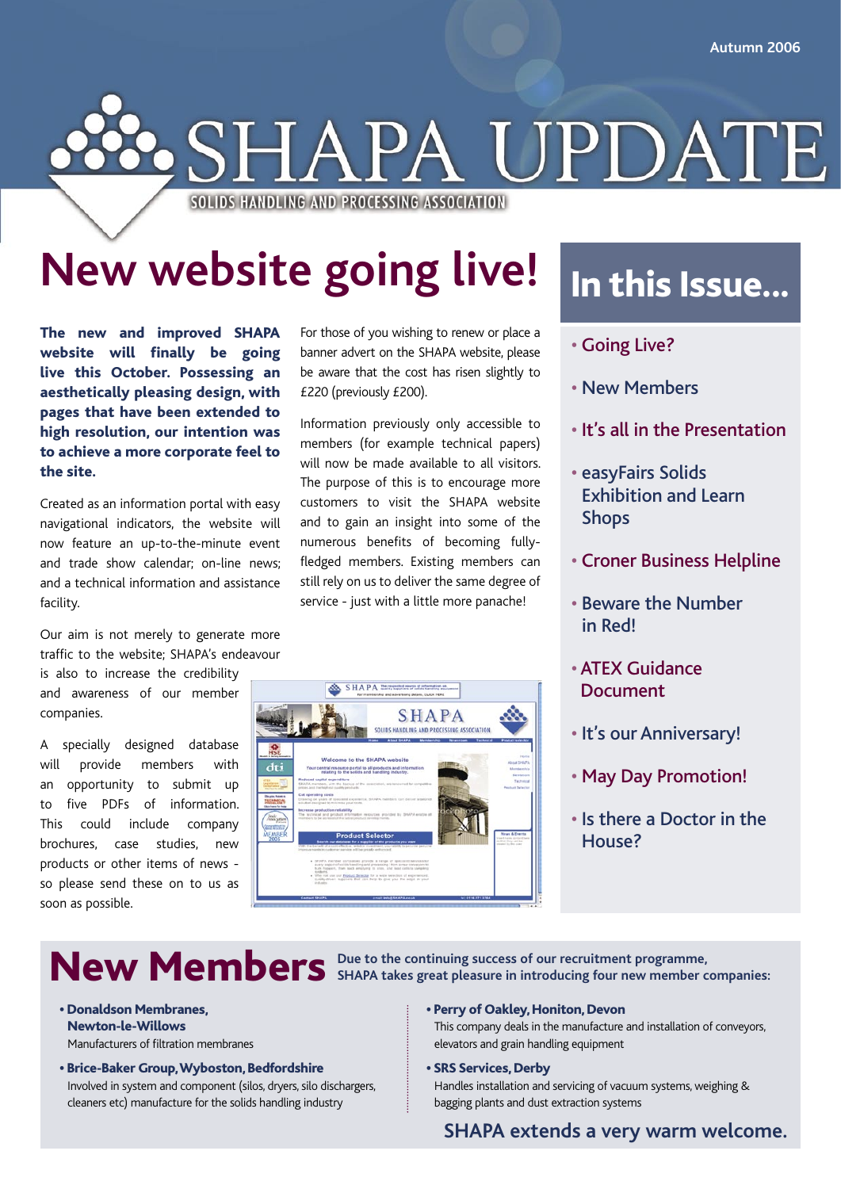Autumn 2006

# SHAPA UPDATE

SOLIDS HANDLING AND PROCESSING ASSOCIATION

# New website going live!

**The new and improved SHAPA website will finally be going live this October. Possessing an aesthetically pleasing design, with pages that have been extended to high resolution, our intention was to achieve a more corporate feel to the site.**

Created as an information portal with easy navigational indicators, the website will now feature an up-to-the-minute event and trade show calendar; on-line news; and a technical information and assistance facility.

Our aim is not merely to generate more traffic to the website; SHAPA's endeavour is also to increase the credibility and awareness of our member companies.

A specially designed database will provide members with an opportunity to submit up to five PDFs of information. This could include company brochures, case studies, new products or other items of news - so please send these on to us as soon as possible.

For those of you wishing to renew or place a banner advert on the SHAPA website, please be aware that the cost has risen slightly to £220 (previously £200).

Information previously only accessible to members (for example technical papers) will now be made available to all visitors. The purpose of this is to encourage more customers to visit the SHAPA website and to gain an insight into some of the numerous benefits of becoming fully-fledged members. Existing members can still rely on us to deliver the same degree of service - just with a little more panache!

## In this Issue...

- Going Live?
- New Members
- It's all in the Presentation
- easyFairs Solids Exhibition and Learn Shops
- Croner Business Helpline
- Beware the Number in Red!
- ATEX Guidance Document
- It's our Anniversary!
- May Day Promotion!
- Is there a Doctor in the House?

# New Members

**Due to the continuing success of our recruitment programme, SHAPA takes great pleasure in introducing four new member companies:**

- **Donaldson Membranes, Newton-le-Willows**
  Manufacturers of filtration membranes
- **Brice-Baker Group, Wyboston, Bedfordshire**
  Involved in system and component (silos, dryers, silo dischargers, cleaners etc) manufacture for the solids handling industry
- **Perry of Oakley, Honiton, Devon**
  This company deals in the manufacture and installation of conveyors, elevators and grain handling equipment
- **SRS Services, Derby**
  Handles installation and servicing of vacuum systems, weighing & bagging plants and dust extraction systems

**SHAPA extends a very warm welcome.**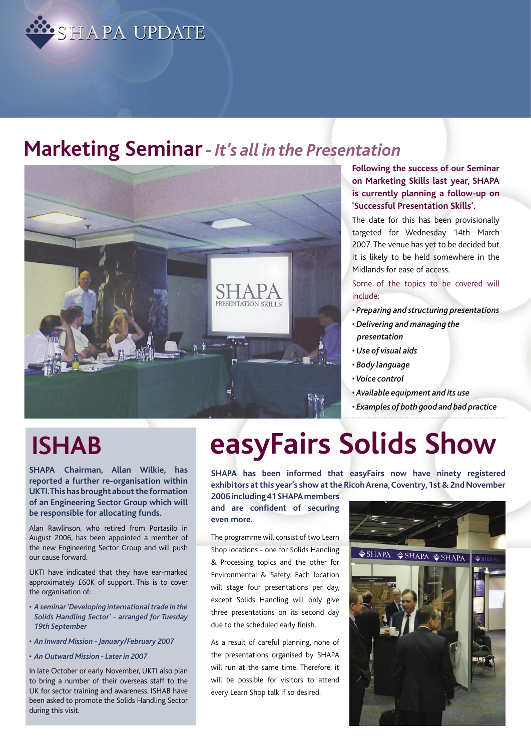# SHAPA UPDATE

## Marketing Seminar *- It's all in the Presentation*

**Following the success of our Seminar on Marketing Skills last year, SHAPA is currently planning a follow-up on 'Successful Presentation Skills'.**

The date for this has been provisionally targeted for Wednesday 14th March 2007. The venue has yet to be decided but it is likely to be held somewhere in the Midlands for ease of access.

Some of the topics to be covered will include:

- *Preparing and structuring presentations*
- *Delivering and managing the presentation*
- *Use of visual aids*
- *Body language*
- *Voice control*
- *Available equipment and its use*
- *Examples of both good and bad practice*

## ISHAB

**SHAPA Chairman, Allan Wilkie, has reported a further re-organisation within UKTI. This has brought about the formation of an Engineering Sector Group which will be responsible for allocating funds.**

Alan Rawlinson, who retired from Portasilo in August 2006, has been appointed a member of the new Engineering Sector Group and will push our cause forward.

UKTI have indicated that they have ear-marked approximately £60K of support. This is to cover the organisation of:

- *A seminar 'Developing international trade in the Solids Handling Sector' - arranged for Tuesday 19th September*
- *An Inward Mission - January/February 2007*
- *An Outward Mission - Later in 2007*

In late October or early November, UKTI also plan to bring a number of their overseas staff to the UK for sector training and awareness. ISHAB have been asked to promote the Solids Handling Sector during this visit.

## easyFairs Solids Show

**SHAPA has been informed that easyFairs now have ninety registered exhibitors at this year's show at the Ricoh Arena, Coventry, 1st & 2nd November 2006 including 41 SHAPA members and are confident of securing even more.**

The programme will consist of two Learn Shop locations - one for Solids Handling & Processing topics and the other for Environmental & Safety. Each location will stage four presentations per day, except Solids Handling will only give three presentations on its second day due to the scheduled early finish.

As a result of careful planning, none of the presentations organised by SHAPA will run at the same time. Therefore, it will be possible for visitors to attend every Learn Shop talk if so desired.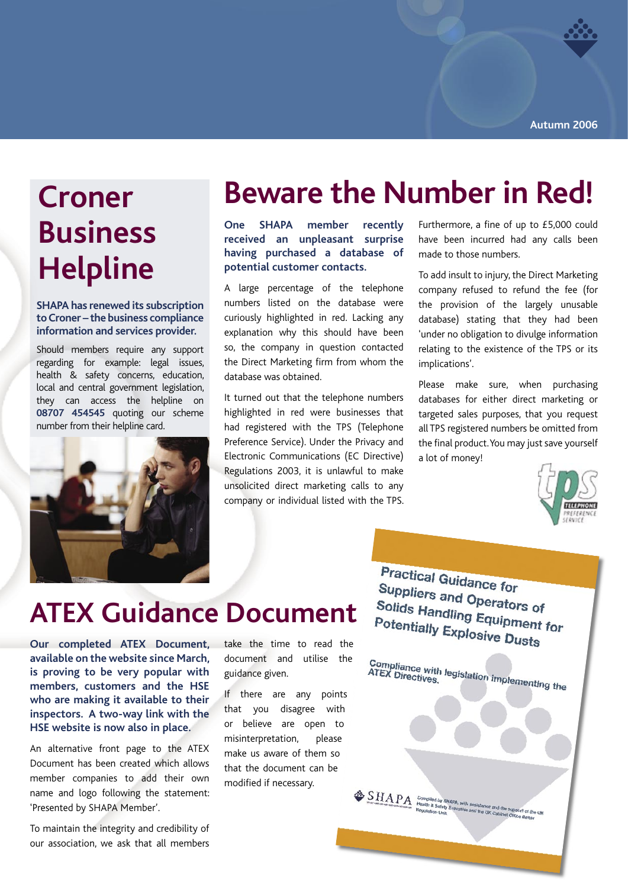Autumn 2006

# Croner Business Helpline

**SHAPA has renewed its subscription to Croner – the business compliance information and services provider.**

Should members require any support regarding for example: legal issues, health & safety concerns, education, local and central government legislation, they can access the helpline on **08707 454545** quoting our scheme number from their helpline card.

# Beware the Number in Red!

**One SHAPA member recently received an unpleasant surprise having purchased a database of potential customer contacts.**

A large percentage of the telephone numbers listed on the database were curiously highlighted in red. Lacking any explanation why this should have been so, the company in question contacted the Direct Marketing firm from whom the database was obtained.

It turned out that the telephone numbers highlighted in red were businesses that had registered with the TPS (Telephone Preference Service). Under the Privacy and Electronic Communications (EC Directive) Regulations 2003, it is unlawful to make unsolicited direct marketing calls to any company or individual listed with the TPS.

Furthermore, a fine of up to £5,000 could have been incurred had any calls been made to those numbers.

To add insult to injury, the Direct Marketing company refused to refund the fee (for the provision of the largely unusable database) stating that they had been 'under no obligation to divulge information relating to the existence of the TPS or its implications'.

Please make sure, when purchasing databases for either direct marketing or targeted sales purposes, that you request all TPS registered numbers be omitted from the final product. You may just save yourself a lot of money!

# ATEX Guidance Document

**Our completed ATEX Document, available on the website since March, is proving to be very popular with members, customers and the HSE who are making it available to their inspectors. A two-way link with the HSE website is now also in place.**

An alternative front page to the ATEX Document has been created which allows member companies to add their own name and logo following the statement: 'Presented by SHAPA Member'.

To maintain the integrity and credibility of our association, we ask that all members take the time to read the document and utilise the guidance given.

If there are any points that you disagree with or believe are open to misinterpretation, please make us aware of them so that the document can be modified if necessary.

Practical Guidance for Suppliers and Operators of Solids Handling Equipment for Potentially Explosive Dusts

Compliance with legislation implementing the ATEX Directives.